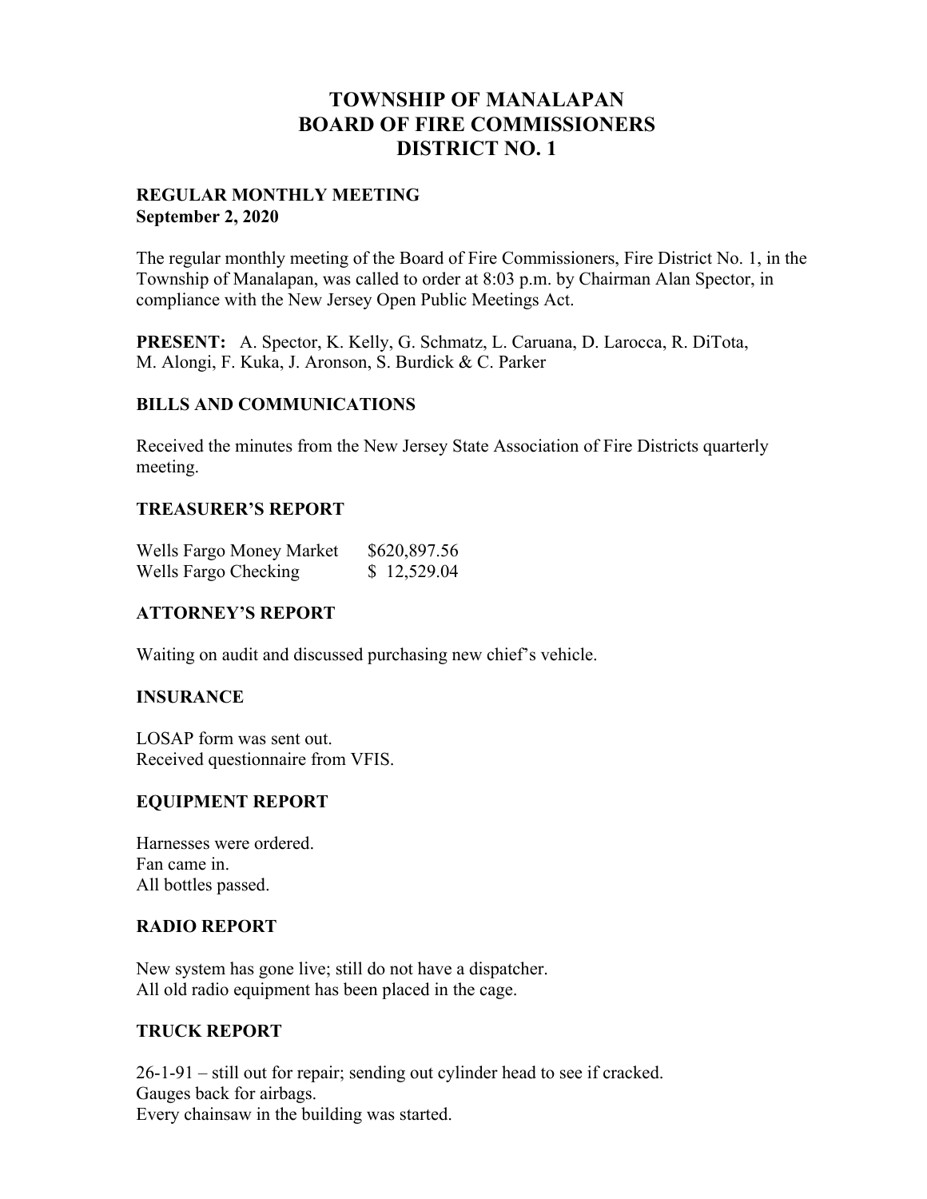# TOWNSHIP OF MANALAPAN
# BOARD OF FIRE COMMISSIONERS
# DISTRICT NO. 1

**REGULAR MONTHLY MEETING**
**September 2, 2020**

The regular monthly meeting of the Board of Fire Commissioners, Fire District No. 1, in the Township of Manalapan, was called to order at 8:03 p.m. by Chairman Alan Spector, in compliance with the New Jersey Open Public Meetings Act.

**PRESENT:** A. Spector, K. Kelly, G. Schmatz, L. Caruana, D. Larocca, R. DiTota, M. Alongi, F. Kuka, J. Aronson, S. Burdick & C. Parker

## BILLS AND COMMUNICATIONS

Received the minutes from the New Jersey State Association of Fire Districts quarterly meeting.

## TREASURER'S REPORT

| | |
|---|---|
| Wells Fargo Money Market | $620,897.56 |
| Wells Fargo Checking | $ 12,529.04 |

## ATTORNEY'S REPORT

Waiting on audit and discussed purchasing new chief's vehicle.

## INSURANCE

LOSAP form was sent out.
Received questionnaire from VFIS.

## EQUIPMENT REPORT

Harnesses were ordered.
Fan came in.
All bottles passed.

## RADIO REPORT

New system has gone live; still do not have a dispatcher.
All old radio equipment has been placed in the cage.

## TRUCK REPORT

26-1-91 – still out for repair; sending out cylinder head to see if cracked.
Gauges back for airbags.
Every chainsaw in the building was started.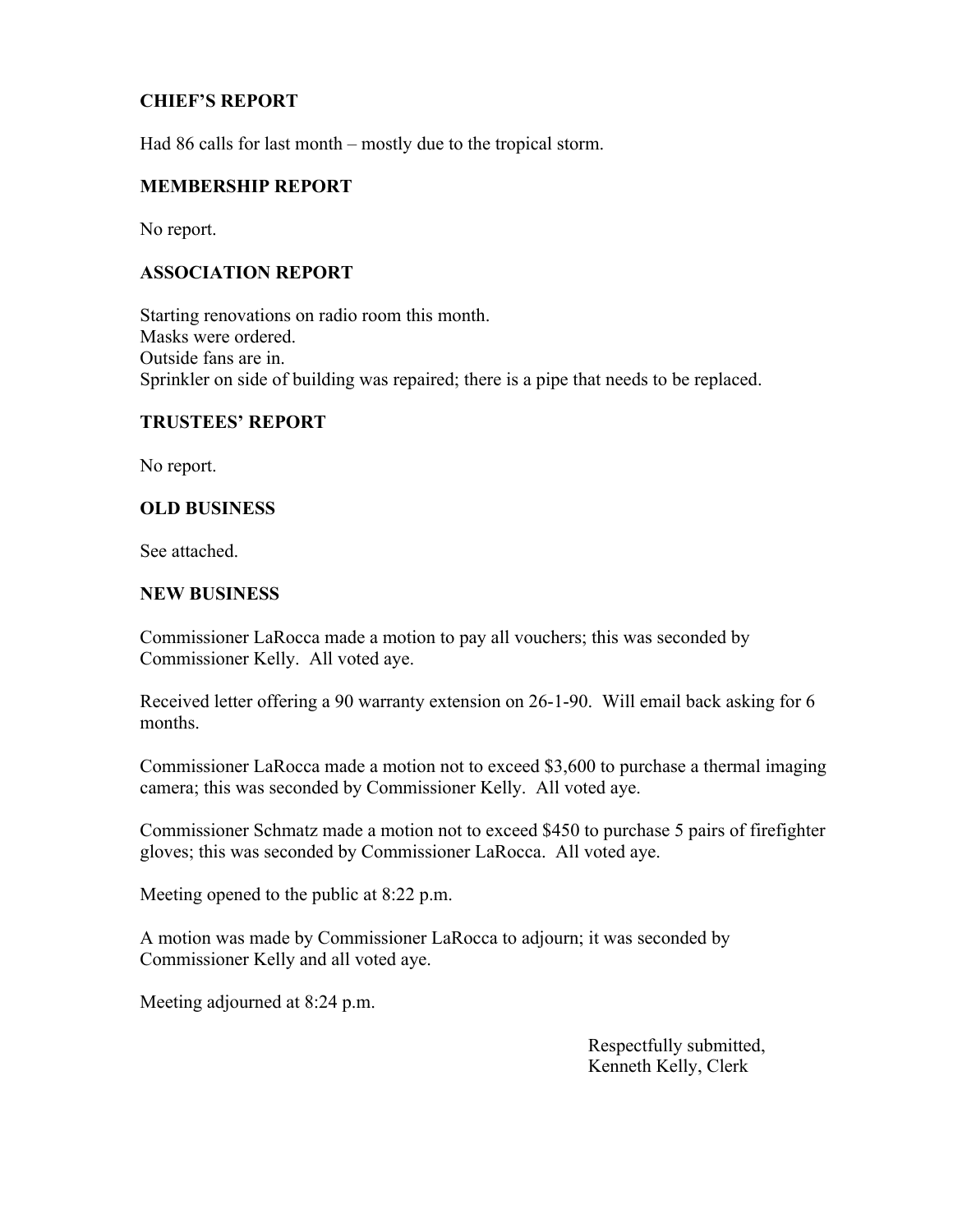## CHIEF'S REPORT

Had 86 calls for last month – mostly due to the tropical storm.

## MEMBERSHIP REPORT

No report.

## ASSOCIATION REPORT

Starting renovations on radio room this month.
Masks were ordered.
Outside fans are in.
Sprinkler on side of building was repaired; there is a pipe that needs to be replaced.

## TRUSTEES' REPORT

No report.

## OLD BUSINESS

See attached.

## NEW BUSINESS

Commissioner LaRocca made a motion to pay all vouchers; this was seconded by Commissioner Kelly. All voted aye.

Received letter offering a 90 warranty extension on 26-1-90. Will email back asking for 6 months.

Commissioner LaRocca made a motion not to exceed $3,600 to purchase a thermal imaging camera; this was seconded by Commissioner Kelly. All voted aye.

Commissioner Schmatz made a motion not to exceed $450 to purchase 5 pairs of firefighter gloves; this was seconded by Commissioner LaRocca. All voted aye.

Meeting opened to the public at 8:22 p.m.

A motion was made by Commissioner LaRocca to adjourn; it was seconded by Commissioner Kelly and all voted aye.

Meeting adjourned at 8:24 p.m.

Respectfully submitted,
Kenneth Kelly, Clerk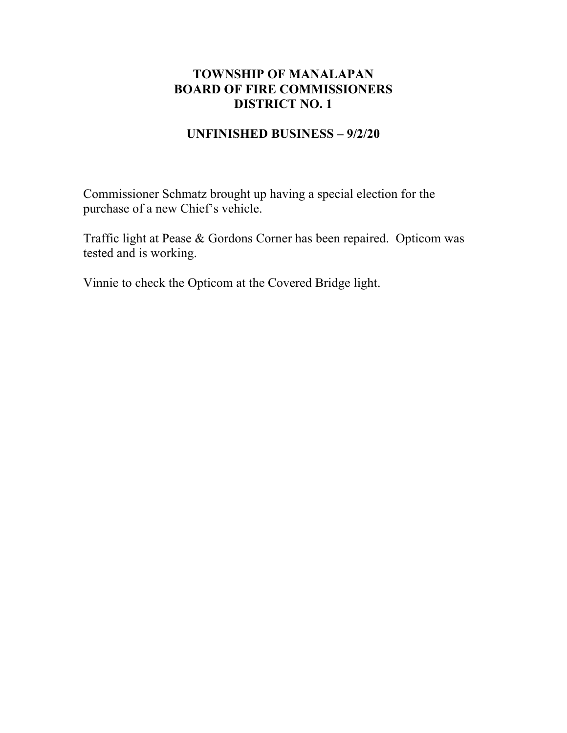# TOWNSHIP OF MANALAPAN
# BOARD OF FIRE COMMISSIONERS
# DISTRICT NO. 1

## UNFINISHED BUSINESS – 9/2/20

Commissioner Schmatz brought up having a special election for the purchase of a new Chief's vehicle.

Traffic light at Pease & Gordons Corner has been repaired. Opticom was tested and is working.

Vinnie to check the Opticom at the Covered Bridge light.